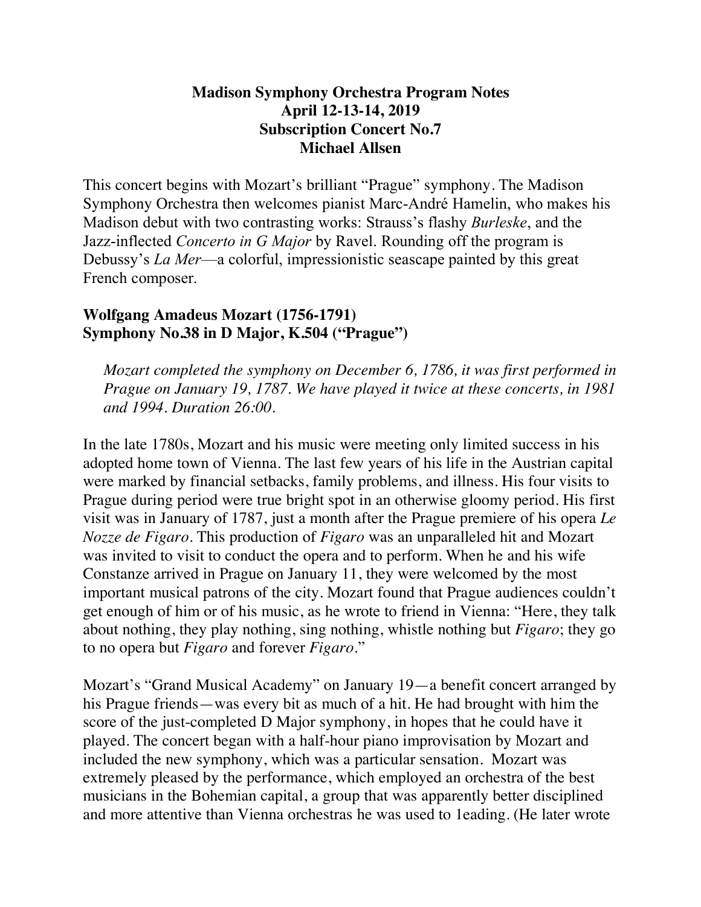**Madison Symphony Orchestra Program Notes**
**April 12-13-14, 2019**
**Subscription Concert No.7**
**Michael Allsen**

This concert begins with Mozart's brilliant "Prague" symphony. The Madison Symphony Orchestra then welcomes pianist Marc-André Hamelin, who makes his Madison debut with two contrasting works: Strauss's flashy *Burleske*, and the Jazz-inflected *Concerto in G Major* by Ravel. Rounding off the program is Debussy's *La Mer*—a colorful, impressionistic seascape painted by this great French composer.

## Wolfgang Amadeus Mozart (1756-1791)
## Symphony No.38 in D Major, K.504 ("Prague")

*Mozart completed the symphony on December 6, 1786, it was first performed in Prague on January 19, 1787. We have played it twice at these concerts, in 1981 and 1994. Duration 26:00.*

In the late 1780s, Mozart and his music were meeting only limited success in his adopted home town of Vienna. The last few years of his life in the Austrian capital were marked by financial setbacks, family problems, and illness. His four visits to Prague during period were true bright spot in an otherwise gloomy period. His first visit was in January of 1787, just a month after the Prague premiere of his opera *Le Nozze de Figaro*. This production of *Figaro* was an unparalleled hit and Mozart was invited to visit to conduct the opera and to perform. When he and his wife Constanze arrived in Prague on January 11, they were welcomed by the most important musical patrons of the city. Mozart found that Prague audiences couldn't get enough of him or of his music, as he wrote to friend in Vienna: "Here, they talk about nothing, they play nothing, sing nothing, whistle nothing but *Figaro*; they go to no opera but *Figaro* and forever *Figaro*."

Mozart's "Grand Musical Academy" on January 19—a benefit concert arranged by his Prague friends—was every bit as much of a hit. He had brought with him the score of the just-completed D Major symphony, in hopes that he could have it played. The concert began with a half-hour piano improvisation by Mozart and included the new symphony, which was a particular sensation. Mozart was extremely pleased by the performance, which employed an orchestra of the best musicians in the Bohemian capital, a group that was apparently better disciplined and more attentive than Vienna orchestras he was used to 1eading. (He later wrote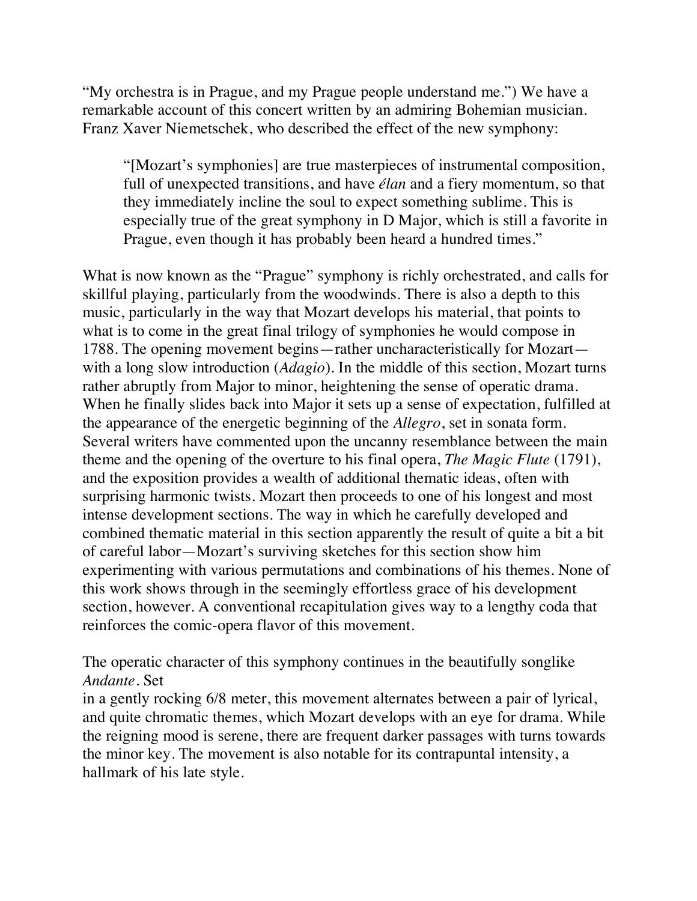"My orchestra is in Prague, and my Prague people understand me.") We have a remarkable account of this concert written by an admiring Bohemian musician. Franz Xaver Niemetschek, who described the effect of the new symphony:

> "[Mozart's symphonies] are true masterpieces of instrumental composition, full of unexpected transitions, and have *élan* and a fiery momentum, so that they immediately incline the soul to expect something sublime. This is especially true of the great symphony in D Major, which is still a favorite in Prague, even though it has probably been heard a hundred times."

What is now known as the "Prague" symphony is richly orchestrated, and calls for skillful playing, particularly from the woodwinds. There is also a depth to this music, particularly in the way that Mozart develops his material, that points to what is to come in the great final trilogy of symphonies he would compose in 1788. The opening movement begins—rather uncharacteristically for Mozart—with a long slow introduction (*Adagio*). In the middle of this section, Mozart turns rather abruptly from Major to minor, heightening the sense of operatic drama. When he finally slides back into Major it sets up a sense of expectation, fulfilled at the appearance of the energetic beginning of the *Allegro*, set in sonata form. Several writers have commented upon the uncanny resemblance between the main theme and the opening of the overture to his final opera, *The Magic Flute* (1791), and the exposition provides a wealth of additional thematic ideas, often with surprising harmonic twists. Mozart then proceeds to one of his longest and most intense development sections. The way in which he carefully developed and combined thematic material in this section apparently the result of quite a bit a bit of careful labor—Mozart's surviving sketches for this section show him experimenting with various permutations and combinations of his themes. None of this work shows through in the seemingly effortless grace of his development section, however. A conventional recapitulation gives way to a lengthy coda that reinforces the comic-opera flavor of this movement.

The operatic character of this symphony continues in the beautifully songlike *Andante*. Set in a gently rocking 6/8 meter, this movement alternates between a pair of lyrical, and quite chromatic themes, which Mozart develops with an eye for drama. While the reigning mood is serene, there are frequent darker passages with turns towards the minor key. The movement is also notable for its contrapuntal intensity, a hallmark of his late style.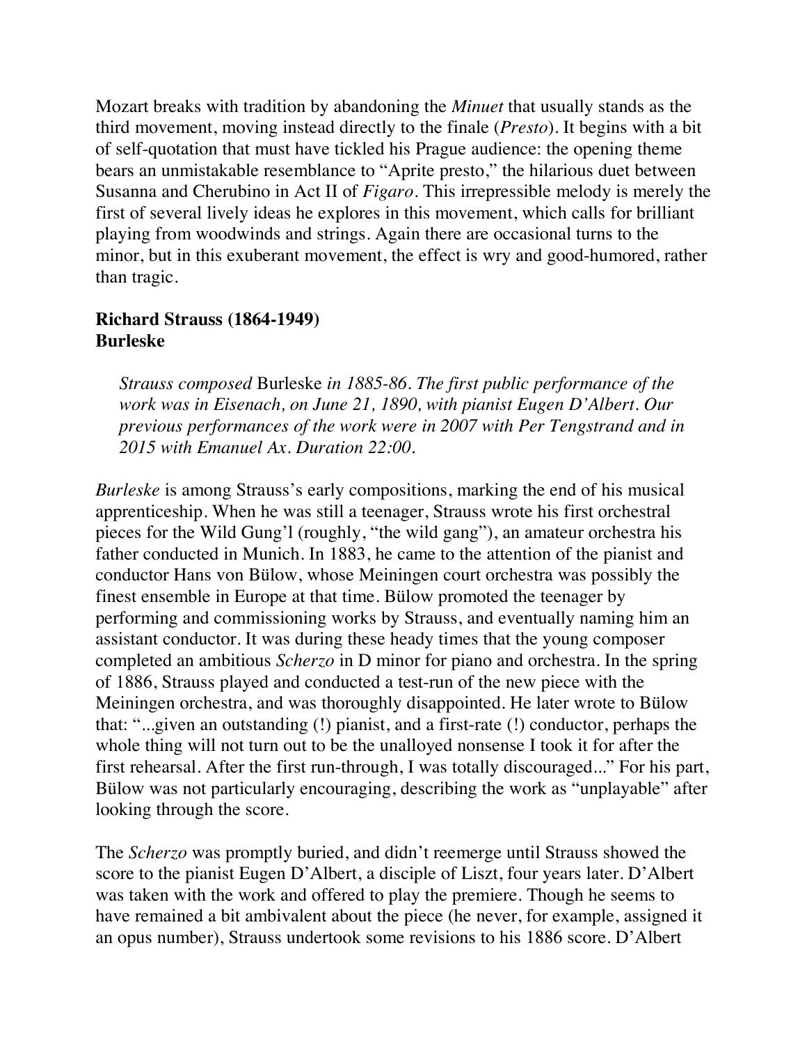Mozart breaks with tradition by abandoning the *Minuet* that usually stands as the third movement, moving instead directly to the finale (*Presto*). It begins with a bit of self-quotation that must have tickled his Prague audience: the opening theme bears an unmistakable resemblance to "Aprite presto," the hilarious duet between Susanna and Cherubino in Act II of *Figaro*. This irrepressible melody is merely the first of several lively ideas he explores in this movement, which calls for brilliant playing from woodwinds and strings. Again there are occasional turns to the minor, but in this exuberant movement, the effect is wry and good-humored, rather than tragic.

**Richard Strauss (1864-1949)**
**Burleske**

> *Strauss composed* Burleske *in 1885-86. The first public performance of the work was in Eisenach, on June 21, 1890, with pianist Eugen D'Albert. Our previous performances of the work were in 2007 with Per Tengstrand and in 2015 with Emanuel Ax. Duration 22:00.*

*Burleske* is among Strauss's early compositions, marking the end of his musical apprenticeship. When he was still a teenager, Strauss wrote his first orchestral pieces for the Wild Gung'l (roughly, "the wild gang"), an amateur orchestra his father conducted in Munich. In 1883, he came to the attention of the pianist and conductor Hans von Bülow, whose Meiningen court orchestra was possibly the finest ensemble in Europe at that time. Bülow promoted the teenager by performing and commissioning works by Strauss, and eventually naming him an assistant conductor. It was during these heady times that the young composer completed an ambitious *Scherzo* in D minor for piano and orchestra. In the spring of 1886, Strauss played and conducted a test-run of the new piece with the Meiningen orchestra, and was thoroughly disappointed. He later wrote to Bülow that: "...given an outstanding (!) pianist, and a first-rate (!) conductor, perhaps the whole thing will not turn out to be the unalloyed nonsense I took it for after the first rehearsal. After the first run-through, I was totally discouraged..." For his part, Bülow was not particularly encouraging, describing the work as "unplayable" after looking through the score.

The *Scherzo* was promptly buried, and didn't reemerge until Strauss showed the score to the pianist Eugen D'Albert, a disciple of Liszt, four years later. D'Albert was taken with the work and offered to play the premiere. Though he seems to have remained a bit ambivalent about the piece (he never, for example, assigned it an opus number), Strauss undertook some revisions to his 1886 score. D'Albert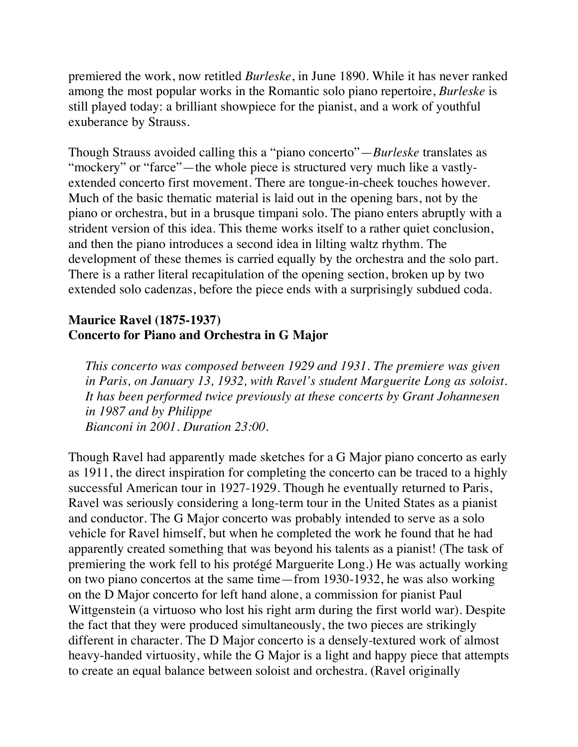premiered the work, now retitled *Burleske*, in June 1890. While it has never ranked among the most popular works in the Romantic solo piano repertoire, *Burleske* is still played today: a brilliant showpiece for the pianist, and a work of youthful exuberance by Strauss.

Though Strauss avoided calling this a "piano concerto"—*Burleske* translates as "mockery" or "farce"—the whole piece is structured very much like a vastly-extended concerto first movement. There are tongue-in-cheek touches however. Much of the basic thematic material is laid out in the opening bars, not by the piano or orchestra, but in a brusque timpani solo. The piano enters abruptly with a strident version of this idea. This theme works itself to a rather quiet conclusion, and then the piano introduces a second idea in lilting waltz rhythm. The development of these themes is carried equally by the orchestra and the solo part. There is a rather literal recapitulation of the opening section, broken up by two extended solo cadenzas, before the piece ends with a surprisingly subdued coda.

**Maurice Ravel (1875-1937)**
**Concerto for Piano and Orchestra in G Major**

> *This concerto was composed between 1929 and 1931. The premiere was given in Paris, on January 13, 1932, with Ravel's student Marguerite Long as soloist. It has been performed twice previously at these concerts by Grant Johannesen in 1987 and by Philippe Bianconi in 2001. Duration 23:00.*

Though Ravel had apparently made sketches for a G Major piano concerto as early as 1911, the direct inspiration for completing the concerto can be traced to a highly successful American tour in 1927-1929. Though he eventually returned to Paris, Ravel was seriously considering a long-term tour in the United States as a pianist and conductor. The G Major concerto was probably intended to serve as a solo vehicle for Ravel himself, but when he completed the work he found that he had apparently created something that was beyond his talents as a pianist! (The task of premiering the work fell to his protégé Marguerite Long.) He was actually working on two piano concertos at the same time—from 1930-1932, he was also working on the D Major concerto for left hand alone, a commission for pianist Paul Wittgenstein (a virtuoso who lost his right arm during the first world war). Despite the fact that they were produced simultaneously, the two pieces are strikingly different in character. The D Major concerto is a densely-textured work of almost heavy-handed virtuosity, while the G Major is a light and happy piece that attempts to create an equal balance between soloist and orchestra. (Ravel originally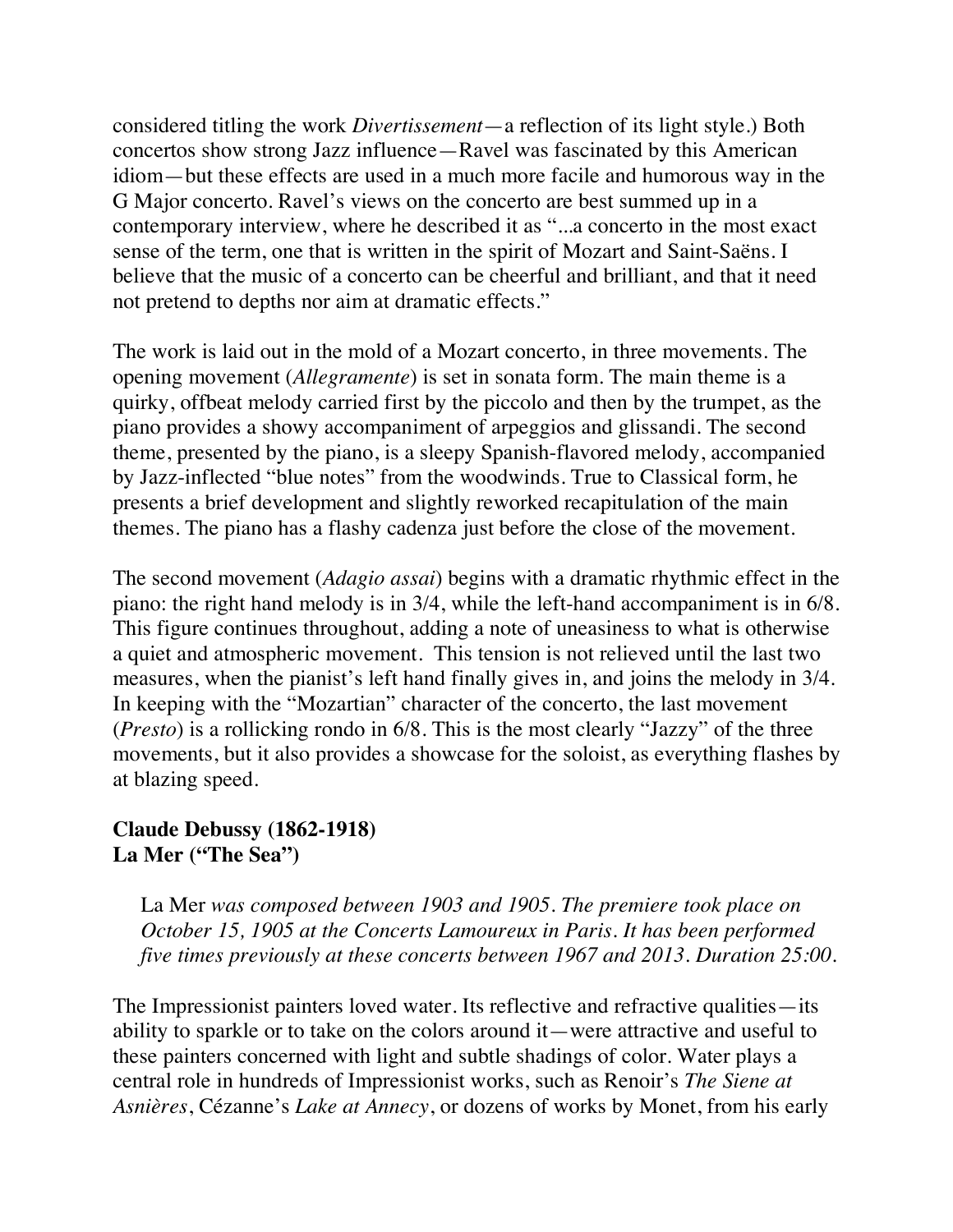considered titling the work *Divertissement*—a reflection of its light style.) Both concertos show strong Jazz influence—Ravel was fascinated by this American idiom—but these effects are used in a much more facile and humorous way in the G Major concerto. Ravel's views on the concerto are best summed up in a contemporary interview, where he described it as "...a concerto in the most exact sense of the term, one that is written in the spirit of Mozart and Saint-Saëns. I believe that the music of a concerto can be cheerful and brilliant, and that it need not pretend to depths nor aim at dramatic effects."

The work is laid out in the mold of a Mozart concerto, in three movements. The opening movement (*Allegramente*) is set in sonata form. The main theme is a quirky, offbeat melody carried first by the piccolo and then by the trumpet, as the piano provides a showy accompaniment of arpeggios and glissandi. The second theme, presented by the piano, is a sleepy Spanish-flavored melody, accompanied by Jazz-inflected "blue notes" from the woodwinds. True to Classical form, he presents a brief development and slightly reworked recapitulation of the main themes. The piano has a flashy cadenza just before the close of the movement.

The second movement (*Adagio assai*) begins with a dramatic rhythmic effect in the piano: the right hand melody is in 3/4, while the left-hand accompaniment is in 6/8. This figure continues throughout, adding a note of uneasiness to what is otherwise a quiet and atmospheric movement. This tension is not relieved until the last two measures, when the pianist's left hand finally gives in, and joins the melody in 3/4. In keeping with the "Mozartian" character of the concerto, the last movement (*Presto*) is a rollicking rondo in 6/8. This is the most clearly "Jazzy" of the three movements, but it also provides a showcase for the soloist, as everything flashes by at blazing speed.

**Claude Debussy (1862-1918)**
**La Mer ("The Sea")**

> La Mer *was composed between 1903 and 1905. The premiere took place on October 15, 1905 at the Concerts Lamoureux in Paris. It has been performed five times previously at these concerts between 1967 and 2013. Duration 25:00.*

The Impressionist painters loved water. Its reflective and refractive qualities—its ability to sparkle or to take on the colors around it—were attractive and useful to these painters concerned with light and subtle shadings of color. Water plays a central role in hundreds of Impressionist works, such as Renoir's *The Siene at Asnières*, Cézanne's *Lake at Annecy*, or dozens of works by Monet, from his early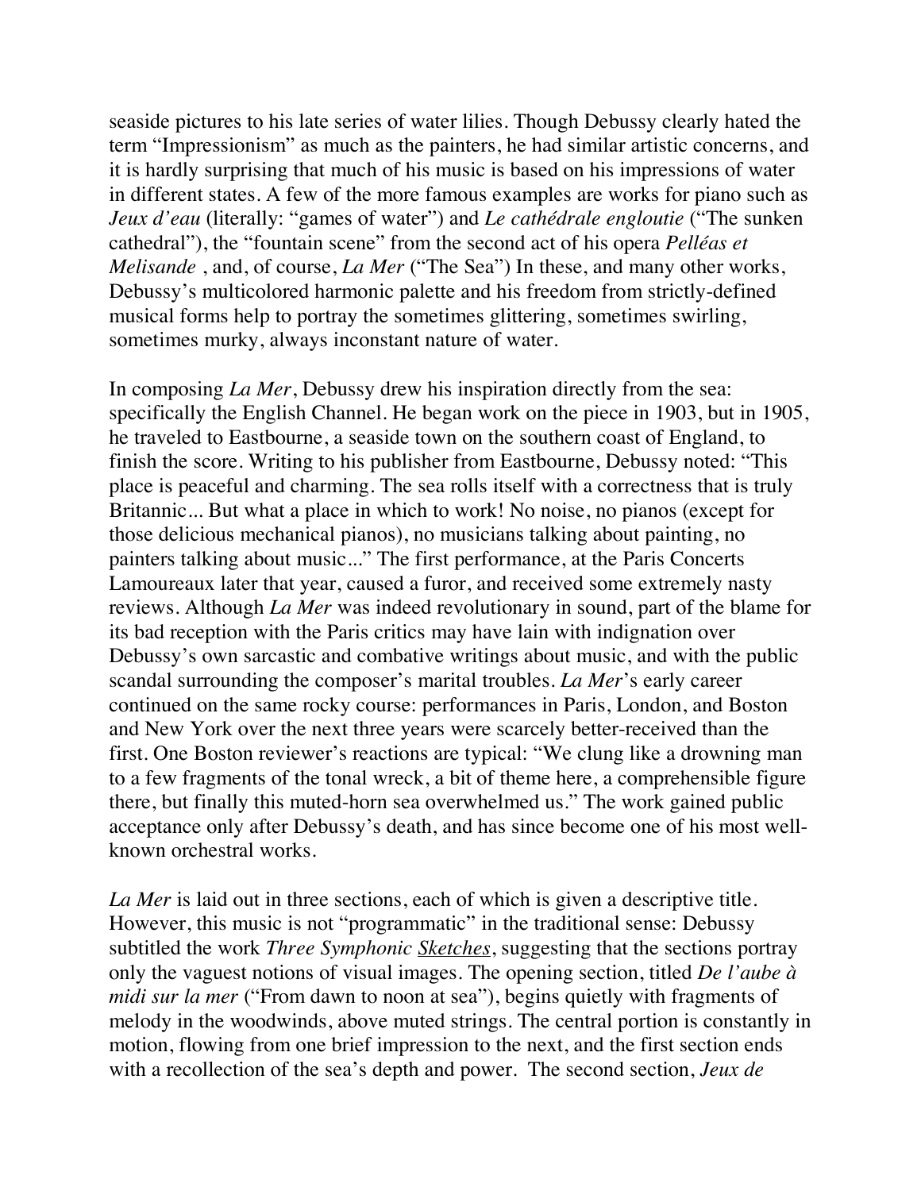seaside pictures to his late series of water lilies. Though Debussy clearly hated the term "Impressionism" as much as the painters, he had similar artistic concerns, and it is hardly surprising that much of his music is based on his impressions of water in different states. A few of the more famous examples are works for piano such as *Jeux d'eau* (literally: "games of water") and *Le cathédrale engloutie* ("The sunken cathedral"), the "fountain scene" from the second act of his opera *Pelléas et Melisande* , and, of course, *La Mer* ("The Sea") In these, and many other works, Debussy's multicolored harmonic palette and his freedom from strictly-defined musical forms help to portray the sometimes glittering, sometimes swirling, sometimes murky, always inconstant nature of water.

In composing *La Mer*, Debussy drew his inspiration directly from the sea: specifically the English Channel. He began work on the piece in 1903, but in 1905, he traveled to Eastbourne, a seaside town on the southern coast of England, to finish the score. Writing to his publisher from Eastbourne, Debussy noted: "This place is peaceful and charming. The sea rolls itself with a correctness that is truly Britannic... But what a place in which to work! No noise, no pianos (except for those delicious mechanical pianos), no musicians talking about painting, no painters talking about music..." The first performance, at the Paris Concerts Lamoureaux later that year, caused a furor, and received some extremely nasty reviews. Although *La Mer* was indeed revolutionary in sound, part of the blame for its bad reception with the Paris critics may have lain with indignation over Debussy's own sarcastic and combative writings about music, and with the public scandal surrounding the composer's marital troubles. *La Mer*'s early career continued on the same rocky course: performances in Paris, London, and Boston and New York over the next three years were scarcely better-received than the first. One Boston reviewer's reactions are typical: "We clung like a drowning man to a few fragments of the tonal wreck, a bit of theme here, a comprehensible figure there, but finally this muted-horn sea overwhelmed us." The work gained public acceptance only after Debussy's death, and has since become one of his most well-known orchestral works.

*La Mer* is laid out in three sections, each of which is given a descriptive title. However, this music is not "programmatic" in the traditional sense: Debussy subtitled the work *Three Symphonic Sketches*, suggesting that the sections portray only the vaguest notions of visual images. The opening section, titled *De l'aube à midi sur la mer* ("From dawn to noon at sea"), begins quietly with fragments of melody in the woodwinds, above muted strings. The central portion is constantly in motion, flowing from one brief impression to the next, and the first section ends with a recollection of the sea's depth and power. The second section, *Jeux de*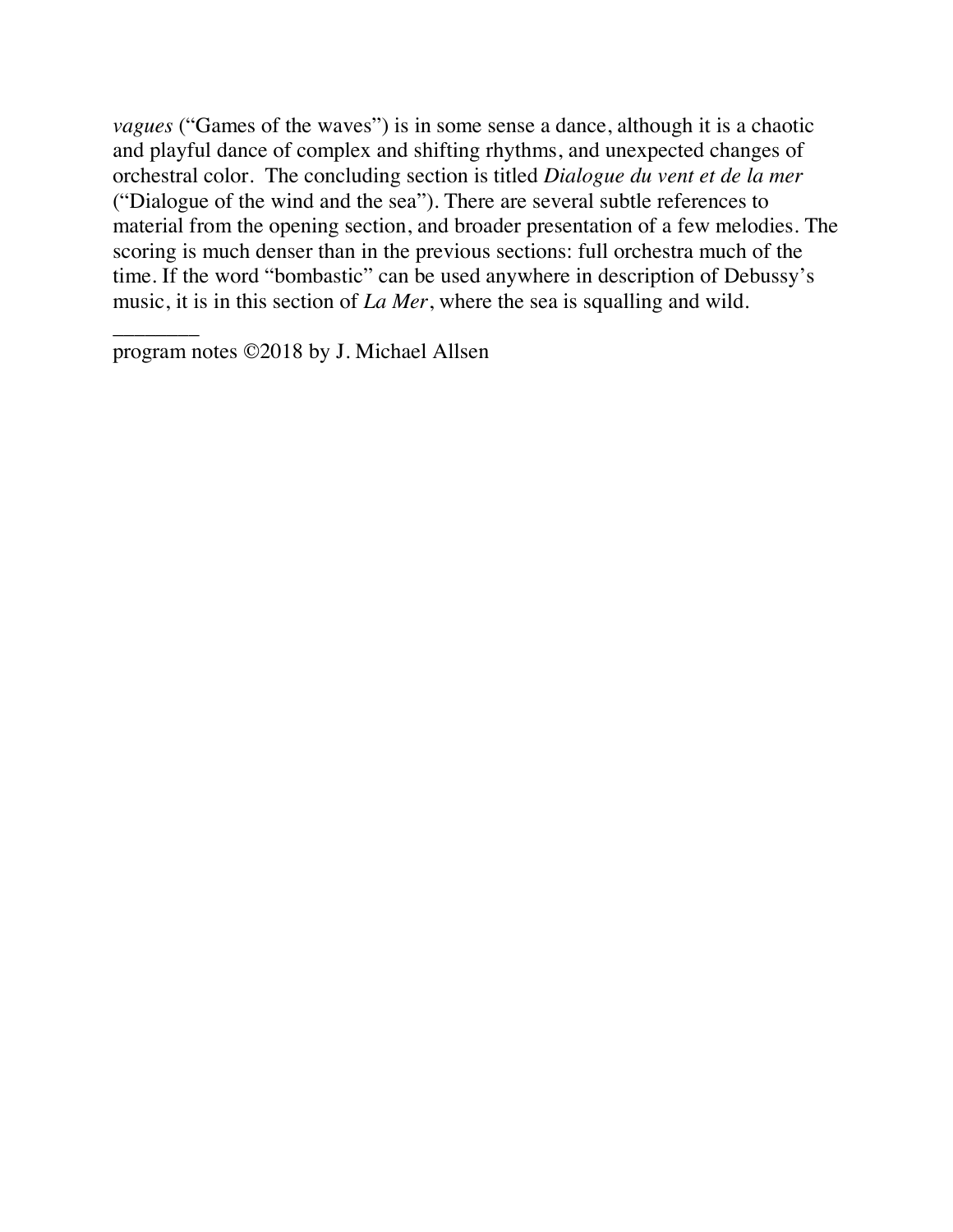*vagues* ("Games of the waves") is in some sense a dance, although it is a chaotic and playful dance of complex and shifting rhythms, and unexpected changes of orchestral color. The concluding section is titled *Dialogue du vent et de la mer* ("Dialogue of the wind and the sea"). There are several subtle references to material from the opening section, and broader presentation of a few melodies. The scoring is much denser than in the previous sections: full orchestra much of the time. If the word "bombastic" can be used anywhere in description of Debussy's music, it is in this section of *La Mer*, where the sea is squalling and wild.

________

program notes ©2018 by J. Michael Allsen